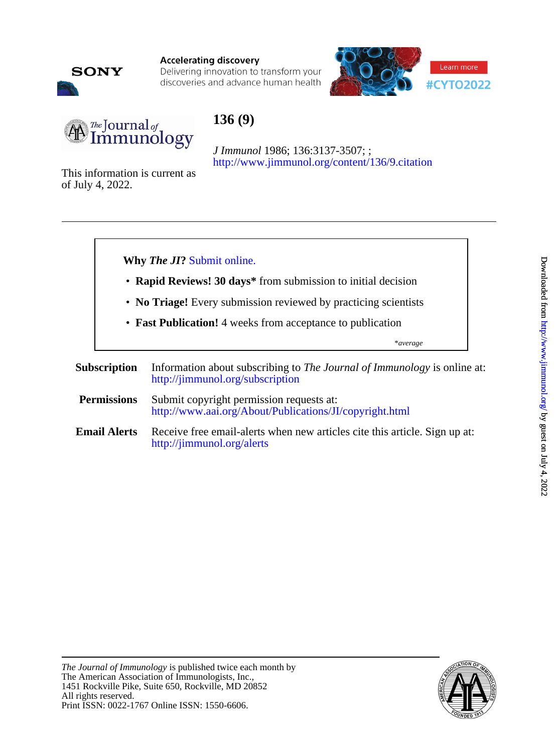**Accelerating discovery**
Delivering innovation to transform your discoveries and advance human health

Learn more

#CYTO2022

# 136 (9)

*J Immunol* 1986; 136:3137-3507; ;
http://www.jimmunol.org/content/136/9.citation

This information is current as of July 4, 2022.

---

**Why *The JI*?** Submit online.

- **Rapid Reviews! 30 days*** from submission to initial decision
- **No Triage!** Every submission reviewed by practicing scientists
- **Fast Publication!** 4 weeks from acceptance to publication

*\*average*

**Subscription** Information about subscribing to *The Journal of Immunology* is online at: http://jimmunol.org/subscription

**Permissions** Submit copyright permission requests at: http://www.aai.org/About/Publications/JI/copyright.html

**Email Alerts** Receive free email-alerts when new articles cite this article. Sign up at: http://jimmunol.org/alerts

---

*The Journal of Immunology* is published twice each month by
The American Association of Immunologists, Inc.,
1451 Rockville Pike, Suite 650, Rockville, MD 20852
All rights reserved.
Print ISSN: 0022-1767 Online ISSN: 1550-6606.

Downloaded from http://www.jimmunol.org/ by guest on July 4, 2022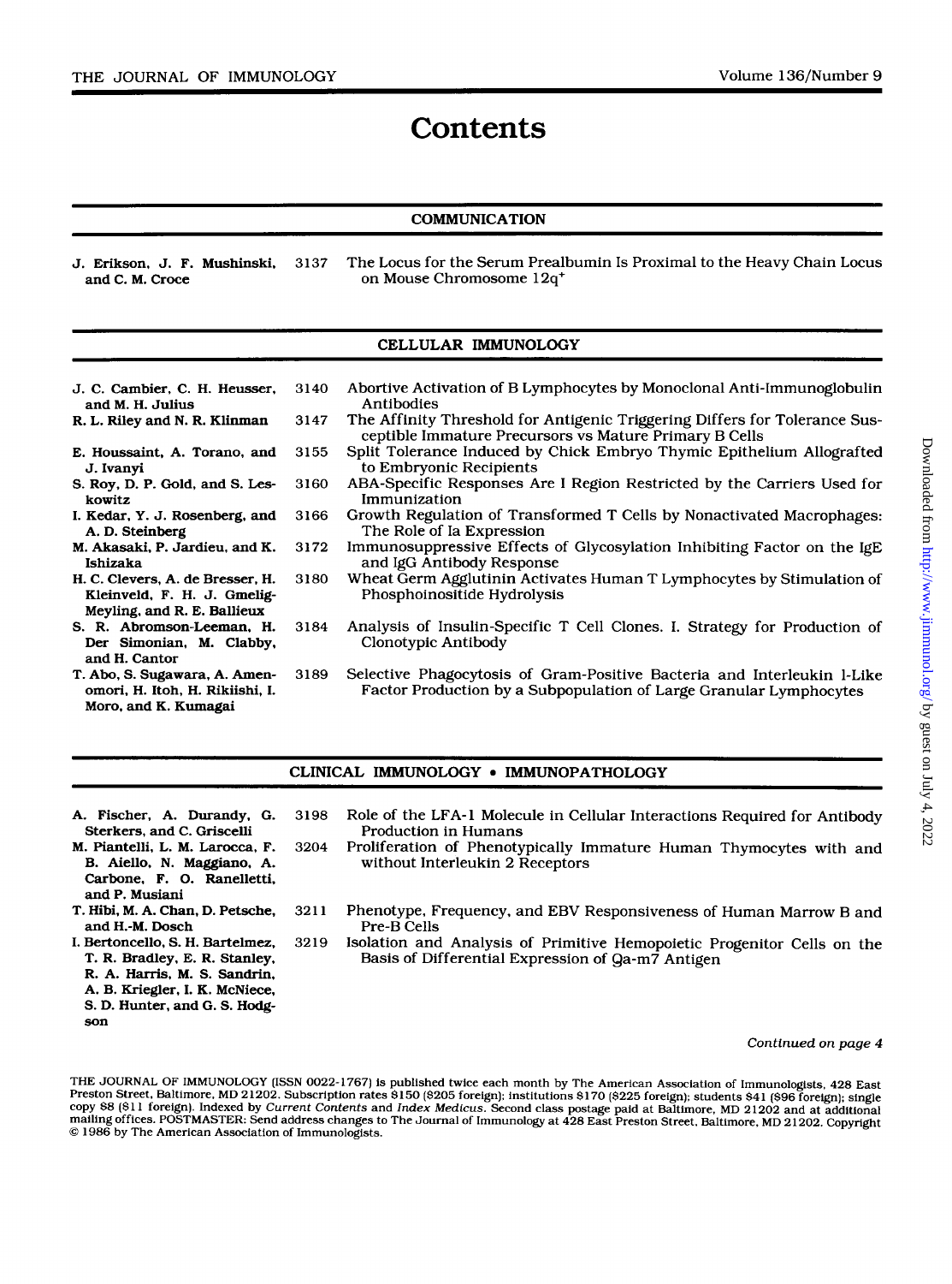# Contents

## COMMUNICATION

J. Erikson, J. F. Mushinski, and C. M. Croce — 3137 — The Locus for the Serum Prealbumin Is Proximal to the Heavy Chain Locus on Mouse Chromosome 12q$^{+}$

## CELLULAR IMMUNOLOGY

J. C. Cambier, C. H. Heusser, and M. H. Julius — 3140 — Abortive Activation of B Lymphocytes by Monoclonal Anti-Immunoglobulin Antibodies

R. L. Riley and N. R. Klinman — 3147 — The Affinity Threshold for Antigenic Triggering Differs for Tolerance Susceptible Immature Precursors vs Mature Primary B Cells

E. Houssaint, A. Torano, and J. Ivanyi — 3155 — Split Tolerance Induced by Chick Embryo Thymic Epithelium Allografted to Embryonic Recipients

S. Roy, D. P. Gold, and S. Leskowitz — 3160 — ABA-Specific Responses Are I Region Restricted by the Carriers Used for Immunization

I. Kedar, Y. J. Rosenberg, and A. D. Steinberg — 3166 — Growth Regulation of Transformed T Cells by Nonactivated Macrophages: The Role of Ia Expression

M. Akasaki, P. Jardieu, and K. Ishizaka — 3172 — Immunosuppressive Effects of Glycosylation Inhibiting Factor on the IgE and IgG Antibody Response

H. C. Clevers, A. de Bresser, H. Kleinveld, F. H. J. Gmelig-Meyling, and R. E. Ballieux — 3180 — Wheat Germ Agglutinin Activates Human T Lymphocytes by Stimulation of Phosphoinositide Hydrolysis

S. R. Abromson-Leeman, H. Der Simonian, M. Clabby, and H. Cantor — 3184 — Analysis of Insulin-Specific T Cell Clones. I. Strategy for Production of Clonotypic Antibody

T. Abo, S. Sugawara, A. Amenomori, H. Itoh, H. Rikiishi, I. Moro, and K. Kumagai — 3189 — Selective Phagocytosis of Gram-Positive Bacteria and Interleukin 1-Like Factor Production by a Subpopulation of Large Granular Lymphocytes

## CLINICAL IMMUNOLOGY • IMMUNOPATHOLOGY

A. Fischer, A. Durandy, G. Sterkers, and C. Griscelli — 3198 — Role of the LFA-1 Molecule in Cellular Interactions Required for Antibody Production in Humans

M. Piantelli, L. M. Larocca, F. B. Aiello, N. Maggiano, A. Carbone, F. O. Ranelletti, and P. Musiani — 3204 — Proliferation of Phenotypically Immature Human Thymocytes with and without Interleukin 2 Receptors

T. Hibi, M. A. Chan, D. Petsche, and H.-M. Dosch — 3211 — Phenotype, Frequency, and EBV Responsiveness of Human Marrow B and Pre-B Cells

I. Bertoncello, S. H. Bartelmez, T. R. Bradley, E. R. Stanley, R. A. Harris, M. S. Sandrin, A. B. Kriegler, I. K. McNiece, S. D. Hunter, and G. S. Hodgson — 3219 — Isolation and Analysis of Primitive Hemopoietic Progenitor Cells on the Basis of Differential Expression of Qa-m7 Antigen

*Continued on page 4*

THE JOURNAL OF IMMUNOLOGY (ISSN 0022-1767) is published twice each month by The American Association of Immunologists, 428 East Preston Street, Baltimore, MD 21202. Subscription rates $150 ($205 foreign); institutions $170 ($225 foreign); students $41 ($96 foreign); single copy $8 ($11 foreign). Indexed by *Current Contents* and *Index Medicus*. Second class postage paid at Baltimore, MD 21202 and at additional mailing offices. POSTMASTER: Send address changes to The Journal of Immunology at 428 East Preston Street, Baltimore, MD 21202. Copyright © 1986 by The American Association of Immunologists.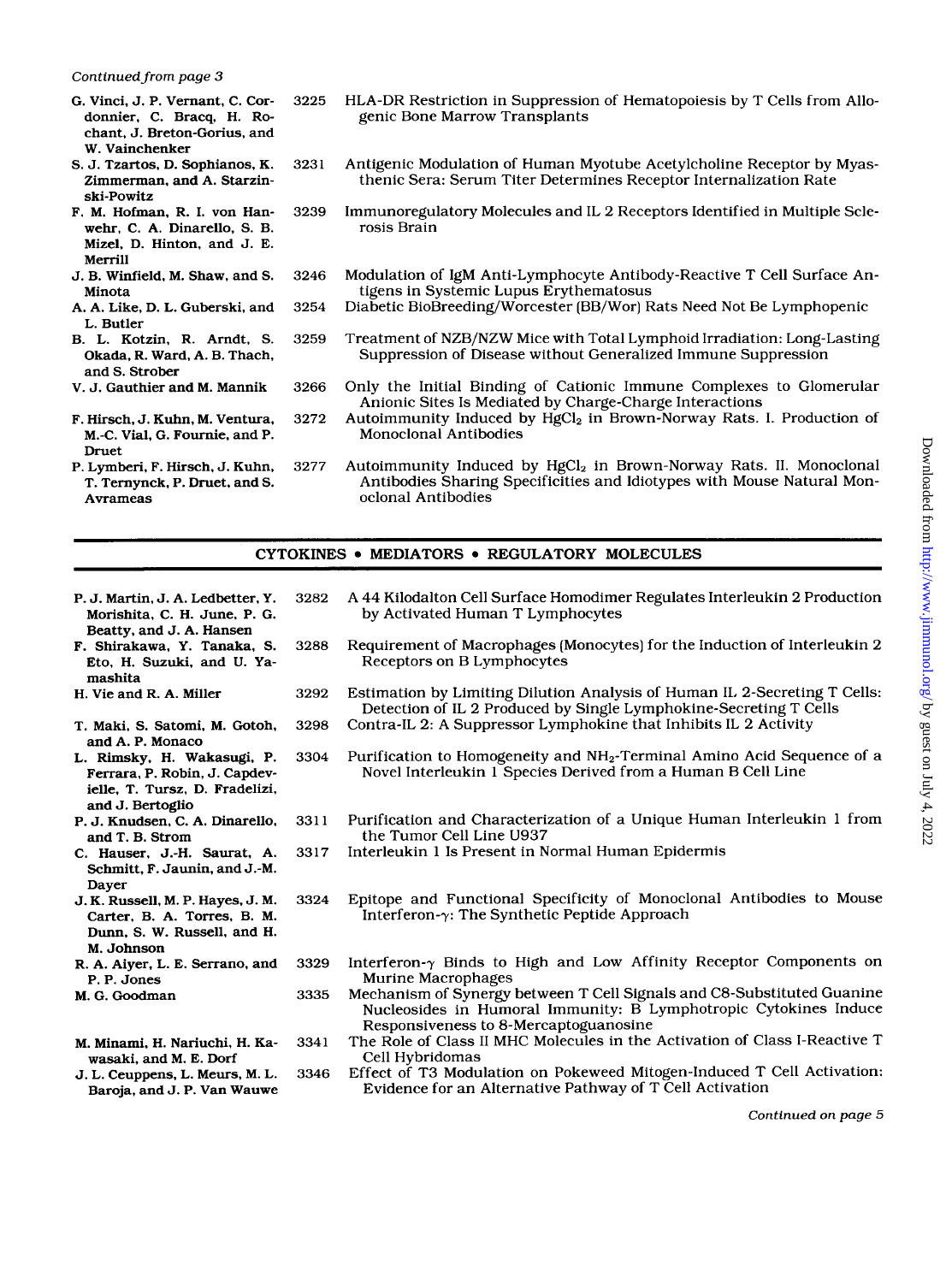*Continued from page 3*

| | | |
|---|---|---|
| G. Vinci, J. P. Vernant, C. Cordonnier, C. Bracq, H. Rochant, J. Breton-Gorius, and W. Vainchenker | 3225 | HLA-DR Restriction in Suppression of Hematopoiesis by T Cells from Allogenic Bone Marrow Transplants |
| S. J. Tzartos, D. Sophianos, K. Zimmerman, and A. Starzinski-Powitz | 3231 | Antigenic Modulation of Human Myotube Acetylcholine Receptor by Myasthenic Sera: Serum Titer Determines Receptor Internalization Rate |
| F. M. Hofman, R. I. von Hanwehr, C. A. Dinarello, S. B. Mizel, D. Hinton, and J. E. Merrill | 3239 | Immunoregulatory Molecules and IL 2 Receptors Identified in Multiple Sclerosis Brain |
| J. B. Winfield, M. Shaw, and S. Minota | 3246 | Modulation of IgM Anti-Lymphocyte Antibody-Reactive T Cell Surface Antigens in Systemic Lupus Erythematosus |
| A. A. Like, D. L. Guberski, and L. Butler | 3254 | Diabetic BioBreeding/Worcester (BB/Wor) Rats Need Not Be Lymphopenic |
| B. L. Kotzin, R. Arndt, S. Okada, R. Ward, A. B. Thach, and S. Strober | 3259 | Treatment of NZB/NZW Mice with Total Lymphoid Irradiation: Long-Lasting Suppression of Disease without Generalized Immune Suppression |
| V. J. Gauthier and M. Mannik | 3266 | Only the Initial Binding of Cationic Immune Complexes to Glomerular Anionic Sites Is Mediated by Charge-Charge Interactions |
| F. Hirsch, J. Kuhn, M. Ventura, M.-C. Vial, G. Fournie, and P. Druet | 3272 | Autoimmunity Induced by $HgCl_2$ in Brown-Norway Rats. I. Production of Monoclonal Antibodies |
| P. Lymberi, F. Hirsch, J. Kuhn, T. Ternynck, P. Druet, and S. Avrameas | 3277 | Autoimmunity Induced by $HgCl_2$ in Brown-Norway Rats. II. Monoclonal Antibodies Sharing Specificities and Idiotypes with Mouse Natural Monoclonal Antibodies |

## CYTOKINES • MEDIATORS • REGULATORY MOLECULES

| | | |
|---|---|---|
| P. J. Martin, J. A. Ledbetter, Y. Morishita, C. H. June, P. G. Beatty, and J. A. Hansen | 3282 | A 44 Kilodalton Cell Surface Homodimer Regulates Interleukin 2 Production by Activated Human T Lymphocytes |
| F. Shirakawa, Y. Tanaka, S. Eto, H. Suzuki, and U. Yamashita | 3288 | Requirement of Macrophages (Monocytes) for the Induction of Interleukin 2 Receptors on B Lymphocytes |
| H. Vie and R. A. Miller | 3292 | Estimation by Limiting Dilution Analysis of Human IL 2-Secreting T Cells: Detection of IL 2 Produced by Single Lymphokine-Secreting T Cells |
| T. Maki, S. Satomi, M. Gotoh, and A. P. Monaco | 3298 | Contra-IL 2: A Suppressor Lymphokine that Inhibits IL 2 Activity |
| L. Rimsky, H. Wakasugi, P. Ferrara, P. Robin, J. Capdevielle, T. Tursz, D. Fradelizi, and J. Bertoglio | 3304 | Purification to Homogeneity and $NH_2$-Terminal Amino Acid Sequence of a Novel Interleukin 1 Species Derived from a Human B Cell Line |
| P. J. Knudsen, C. A. Dinarello, and T. B. Strom | 3311 | Purification and Characterization of a Unique Human Interleukin 1 from the Tumor Cell Line U937 |
| C. Hauser, J.-H. Saurat, A. Schmitt, F. Jaunin, and J.-M. Dayer | 3317 | Interleukin 1 Is Present in Normal Human Epidermis |
| J. K. Russell, M. P. Hayes, J. M. Carter, B. A. Torres, B. M. Dunn, S. W. Russell, and H. M. Johnson | 3324 | Epitope and Functional Specificity of Monoclonal Antibodies to Mouse Interferon-$\gamma$: The Synthetic Peptide Approach |
| R. A. Aiyer, L. E. Serrano, and P. P. Jones | 3329 | Interferon-$\gamma$ Binds to High and Low Affinity Receptor Components on Murine Macrophages |
| M. G. Goodman | 3335 | Mechanism of Synergy between T Cell Signals and C8-Substituted Guanine Nucleosides in Humoral Immunity: B Lymphotropic Cytokines Induce Responsiveness to 8-Mercaptoguanosine |
| M. Minami, H. Nariuchi, H. Kawasaki, and M. E. Dorf | 3341 | The Role of Class II MHC Molecules in the Activation of Class I-Reactive T Cell Hybridomas |
| J. L. Ceuppens, L. Meurs, M. L. Baroja, and J. P. Van Wauwe | 3346 | Effect of T3 Modulation on Pokeweed Mitogen-Induced T Cell Activation: Evidence for an Alternative Pathway of T Cell Activation |

*Continued on page 5*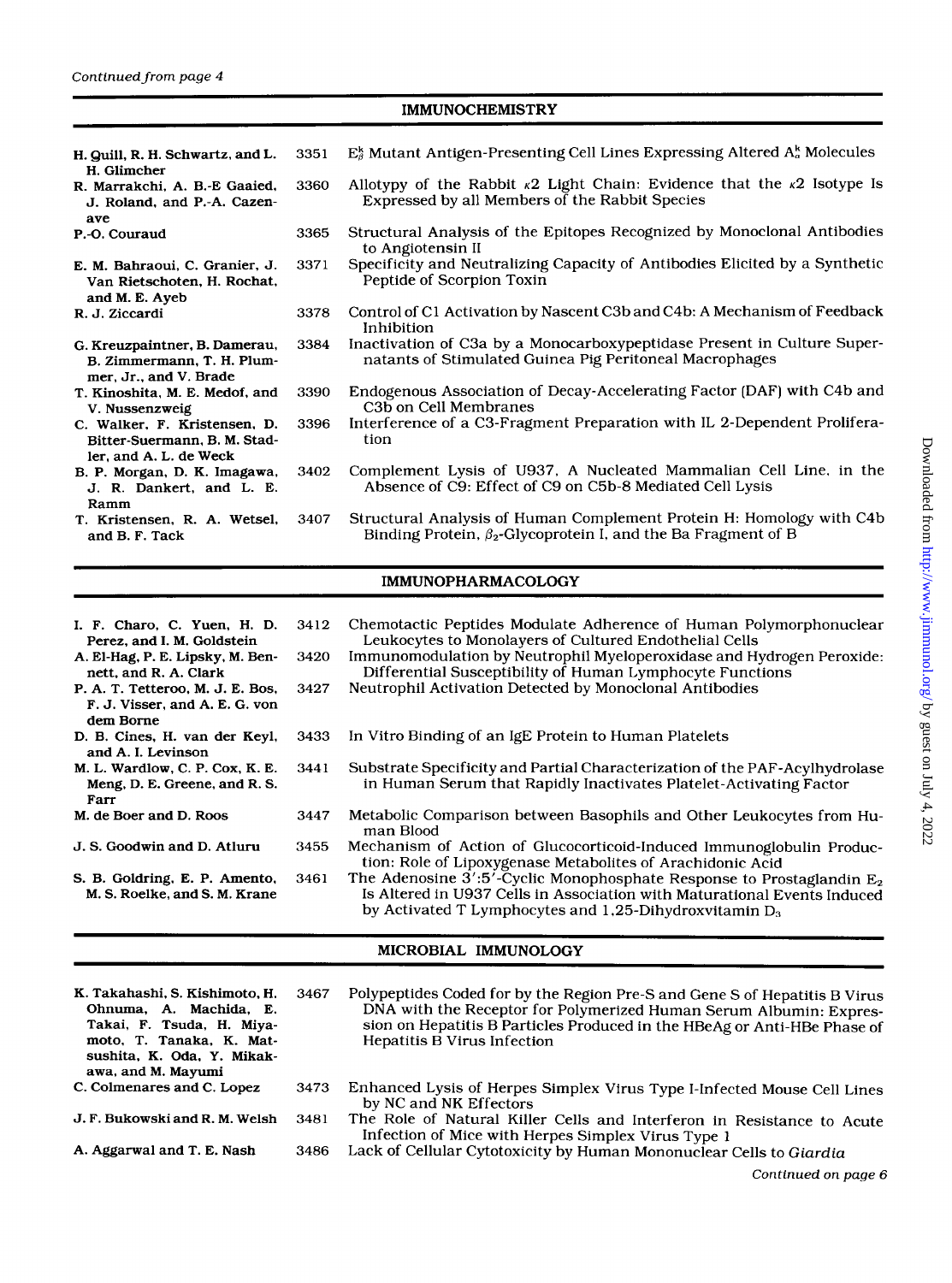*Continued from page 4*

## IMMUNOCHEMISTRY

| Authors | Page | Title |
|---|---|---|
| H. Quill, R. H. Schwartz, and L. H. Glimcher | 3351 | $E^k_\beta$ Mutant Antigen-Presenting Cell Lines Expressing Altered $A^k_\alpha$ Molecules |
| R. Marrakchi, A. B.-E Gaaied, J. Roland, and P.-A. Cazenave | 3360 | Allotypy of the Rabbit $\kappa2$ Light Chain: Evidence that the $\kappa2$ Isotype Is Expressed by all Members of the Rabbit Species |
| P.-O. Couraud | 3365 | Structural Analysis of the Epitopes Recognized by Monoclonal Antibodies to Angiotensin II |
| E. M. Bahraoui, C. Granier, J. Van Rietschoten, H. Rochat, and M. E. Ayeb | 3371 | Specificity and Neutralizing Capacity of Antibodies Elicited by a Synthetic Peptide of Scorpion Toxin |
| R. J. Ziccardi | 3378 | Control of C1 Activation by Nascent C3b and C4b: A Mechanism of Feedback Inhibition |
| G. Kreuzpaintner, B. Damerau, B. Zimmermann, T. H. Plummer, Jr., and V. Brade | 3384 | Inactivation of C3a by a Monocarboxypeptidase Present in Culture Supernatants of Stimulated Guinea Pig Peritoneal Macrophages |
| T. Kinoshita, M. E. Medof, and V. Nussenzweig | 3390 | Endogenous Association of Decay-Accelerating Factor (DAF) with C4b and C3b on Cell Membranes |
| C. Walker, F. Kristensen, D. Bitter-Suermann, B. M. Stadler, and A. L. de Weck | 3396 | Interference of a C3-Fragment Preparation with IL 2-Dependent Proliferation |
| B. P. Morgan, D. K. Imagawa, J. R. Dankert, and L. E. Ramm | 3402 | Complement Lysis of U937, A Nucleated Mammalian Cell Line, in the Absence of C9: Effect of C9 on C5b-8 Mediated Cell Lysis |
| T. Kristensen, R. A. Wetsel, and B. F. Tack | 3407 | Structural Analysis of Human Complement Protein H: Homology with C4b Binding Protein, $\beta_2$-Glycoprotein I, and the Ba Fragment of B |

## IMMUNOPHARMACOLOGY

| Authors | Page | Title |
|---|---|---|
| I. F. Charo, C. Yuen, H. D. Perez, and I. M. Goldstein | 3412 | Chemotactic Peptides Modulate Adherence of Human Polymorphonuclear Leukocytes to Monolayers of Cultured Endothelial Cells |
| A. El-Hag, P. E. Lipsky, M. Bennett, and R. A. Clark | 3420 | Immunomodulation by Neutrophil Myeloperoxidase and Hydrogen Peroxide: Differential Susceptibility of Human Lymphocyte Functions |
| P. A. T. Tetteroo, M. J. E. Bos, F. J. Visser, and A. E. G. von dem Borne | 3427 | Neutrophil Activation Detected by Monoclonal Antibodies |
| D. B. Cines, H. van der Keyl, and A. I. Levinson | 3433 | In Vitro Binding of an IgE Protein to Human Platelets |
| M. L. Wardlow, C. P. Cox, K. E. Meng, D. E. Greene, and R. S. Farr | 3441 | Substrate Specificity and Partial Characterization of the PAF-Acylhydrolase in Human Serum that Rapidly Inactivates Platelet-Activating Factor |
| M. de Boer and D. Roos | 3447 | Metabolic Comparison between Basophils and Other Leukocytes from Human Blood |
| J. S. Goodwin and D. Atluru | 3455 | Mechanism of Action of Glucocorticoid-Induced Immunoglobulin Production: Role of Lipoxygenase Metabolites of Arachidonic Acid |
| S. B. Goldring, E. P. Amento, M. S. Roelke, and S. M. Krane | 3461 | The Adenosine 3':5'-Cyclic Monophosphate Response to Prostaglandin $E_2$ Is Altered in U937 Cells in Association with Maturational Events Induced by Activated T Lymphocytes and 1,25-Dihydroxvitamin $D_3$ |

## MICROBIAL IMMUNOLOGY

| Authors | Page | Title |
|---|---|---|
| K. Takahashi, S. Kishimoto, H. Ohnuma, A. Machida, E. Takai, F. Tsuda, H. Miyamoto, T. Tanaka, K. Matsushita, K. Oda, Y. Mikakawa, and M. Mayumi | 3467 | Polypeptides Coded for by the Region Pre-S and Gene S of Hepatitis B Virus DNA with the Receptor for Polymerized Human Serum Albumin: Expression on Hepatitis B Particles Produced in the HBeAg or Anti-HBe Phase of Hepatitis B Virus Infection |
| C. Colmenares and C. Lopez | 3473 | Enhanced Lysis of Herpes Simplex Virus Type I-Infected Mouse Cell Lines by NC and NK Effectors |
| J. F. Bukowski and R. M. Welsh | 3481 | The Role of Natural Killer Cells and Interferon in Resistance to Acute Infection of Mice with Herpes Simplex Virus Type 1 |
| A. Aggarwal and T. E. Nash | 3486 | Lack of Cellular Cytotoxicity by Human Mononuclear Cells to *Giardia* |

*Continued on page 6*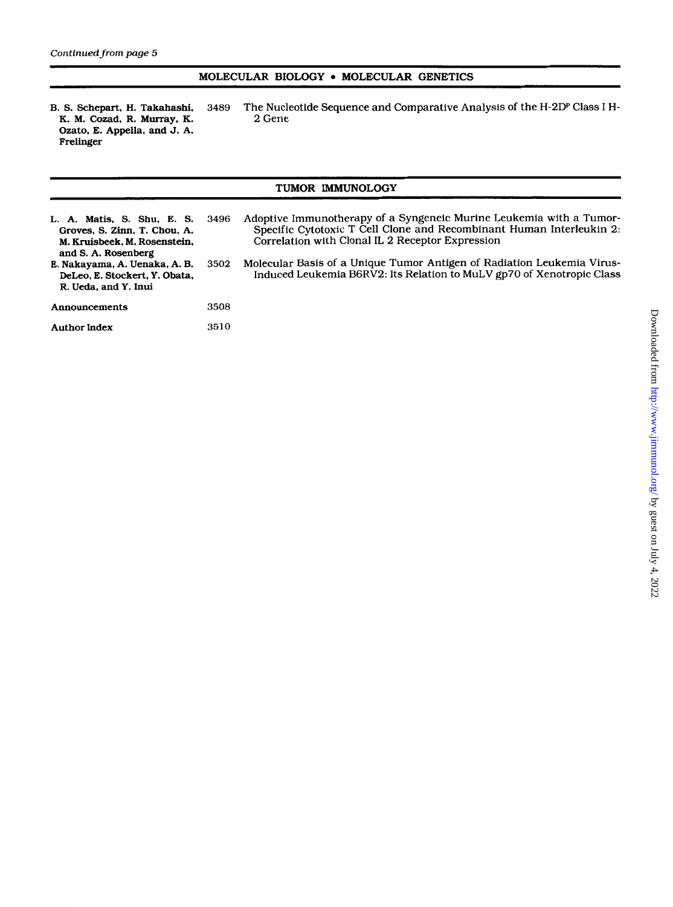*Continued from page 5*

## MOLECULAR BIOLOGY • MOLECULAR GENETICS

| | | |
|---|---|---|
| **B. S. Schepart, H. Takahashi, K. M. Cozad, R. Murray, K. Ozato, E. Appella, and J. A. Frelinger** | 3489 | The Nucleotide Sequence and Comparative Analysis of the H-2D$^{p}$ Class I H-2 Gene |

## TUMOR IMMUNOLOGY

| | | |
|---|---|---|
| **L. A. Matis, S. Shu, E. S. Groves, S. Zinn, T. Chou, A. M. Kruisbeek, M. Rosenstein, and S. A. Rosenberg** | 3496 | Adoptive Immunotherapy of a Syngeneic Murine Leukemia with a Tumor-Specific Cytotoxic T Cell Clone and Recombinant Human Interleukin 2: Correlation with Clonal IL 2 Receptor Expression |
| **E. Nakayama, A. Uenaka, A. B. DeLeo, E. Stockert, Y. Obata, R. Ueda, and Y. Inui** | 3502 | Molecular Basis of a Unique Tumor Antigen of Radiation Leukemia Virus-Induced Leukemia B6RV2: Its Relation to MuLV gp70 of Xenotropic Class |
| **Announcements** | 3508 | |
| **Author Index** | 3510 | |